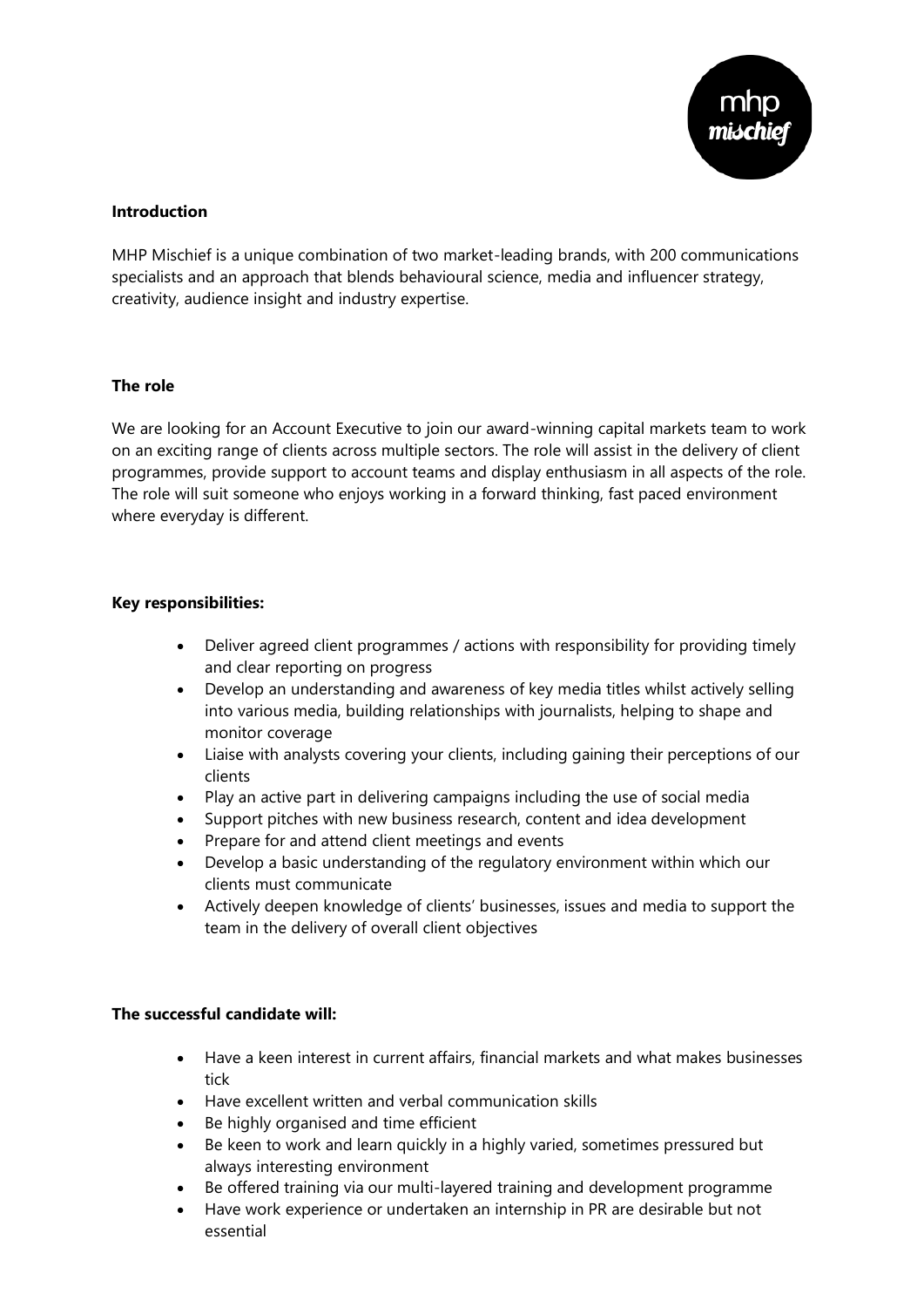mhp
mischief

**Introduction**

MHP Mischief is a unique combination of two market-leading brands, with 200 communications specialists and an approach that blends behavioural science, media and influencer strategy, creativity, audience insight and industry expertise.

**The role**

We are looking for an Account Executive to join our award-winning capital markets team to work on an exciting range of clients across multiple sectors. The role will assist in the delivery of client programmes, provide support to account teams and display enthusiasm in all aspects of the role. The role will suit someone who enjoys working in a forward thinking, fast paced environment where everyday is different.

**Key responsibilities:**

- Deliver agreed client programmes / actions with responsibility for providing timely and clear reporting on progress
- Develop an understanding and awareness of key media titles whilst actively selling into various media, building relationships with journalists, helping to shape and monitor coverage
- Liaise with analysts covering your clients, including gaining their perceptions of our clients
- Play an active part in delivering campaigns including the use of social media
- Support pitches with new business research, content and idea development
- Prepare for and attend client meetings and events
- Develop a basic understanding of the regulatory environment within which our clients must communicate
- Actively deepen knowledge of clients' businesses, issues and media to support the team in the delivery of overall client objectives

**The successful candidate will:**

- Have a keen interest in current affairs, financial markets and what makes businesses tick
- Have excellent written and verbal communication skills
- Be highly organised and time efficient
- Be keen to work and learn quickly in a highly varied, sometimes pressured but always interesting environment
- Be offered training via our multi-layered training and development programme
- Have work experience or undertaken an internship in PR are desirable but not essential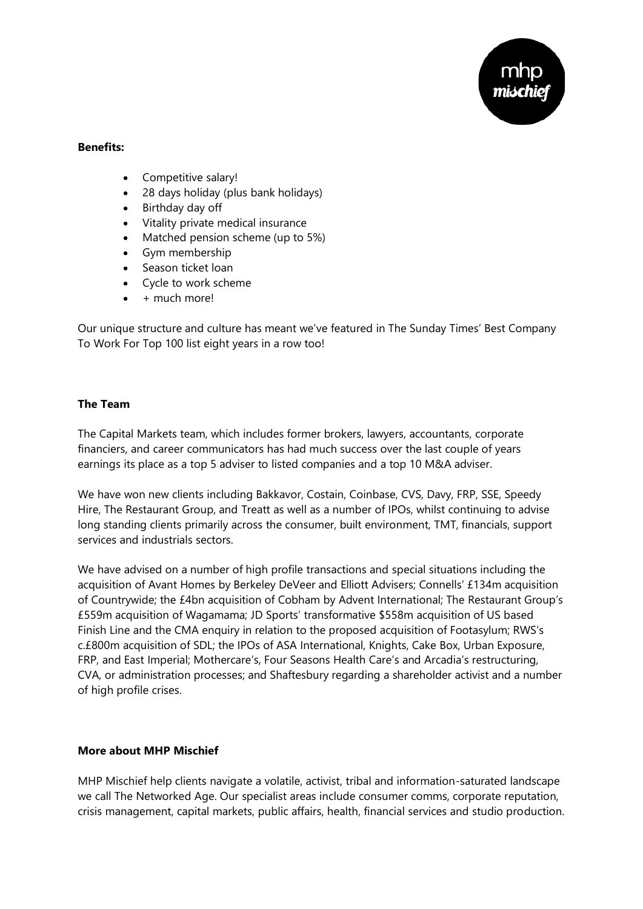**Benefits:**

- Competitive salary!
- 28 days holiday (plus bank holidays)
- Birthday day off
- Vitality private medical insurance
- Matched pension scheme (up to 5%)
- Gym membership
- Season ticket loan
- Cycle to work scheme
- + much more!

Our unique structure and culture has meant we've featured in The Sunday Times' Best Company To Work For Top 100 list eight years in a row too!

**The Team**

The Capital Markets team, which includes former brokers, lawyers, accountants, corporate financiers, and career communicators has had much success over the last couple of years earnings its place as a top 5 adviser to listed companies and a top 10 M&A adviser.

We have won new clients including Bakkavor, Costain, Coinbase, CVS, Davy, FRP, SSE, Speedy Hire, The Restaurant Group, and Treatt as well as a number of IPOs, whilst continuing to advise long standing clients primarily across the consumer, built environment, TMT, financials, support services and industrials sectors.

We have advised on a number of high profile transactions and special situations including the acquisition of Avant Homes by Berkeley DeVeer and Elliott Advisers; Connells' £134m acquisition of Countrywide; the £4bn acquisition of Cobham by Advent International; The Restaurant Group's £559m acquisition of Wagamama; JD Sports' transformative $558m acquisition of US based Finish Line and the CMA enquiry in relation to the proposed acquisition of Footasylum; RWS's c.£800m acquisition of SDL; the IPOs of ASA International, Knights, Cake Box, Urban Exposure, FRP, and East Imperial; Mothercare's, Four Seasons Health Care's and Arcadia's restructuring, CVA, or administration processes; and Shaftesbury regarding a shareholder activist and a number of high profile crises.

**More about MHP Mischief**

MHP Mischief help clients navigate a volatile, activist, tribal and information-saturated landscape we call The Networked Age. Our specialist areas include consumer comms, corporate reputation, crisis management, capital markets, public affairs, health, financial services and studio production.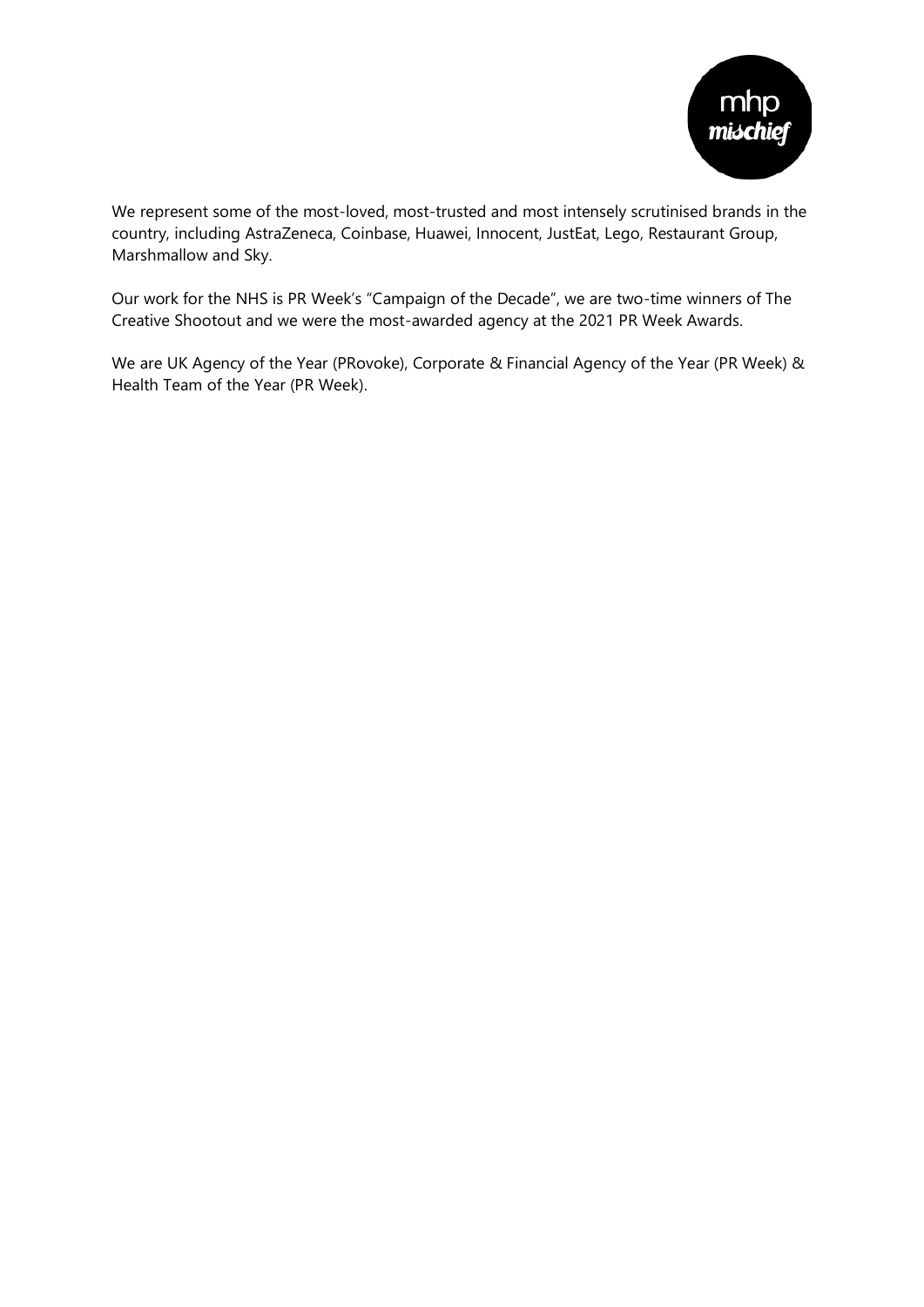We represent some of the most-loved, most-trusted and most intensely scrutinised brands in the country, including AstraZeneca, Coinbase, Huawei, Innocent, JustEat, Lego, Restaurant Group, Marshmallow and Sky.

Our work for the NHS is PR Week's "Campaign of the Decade", we are two-time winners of The Creative Shootout and we were the most-awarded agency at the 2021 PR Week Awards.

We are UK Agency of the Year (PRovoke), Corporate & Financial Agency of the Year (PR Week) & Health Team of the Year (PR Week).